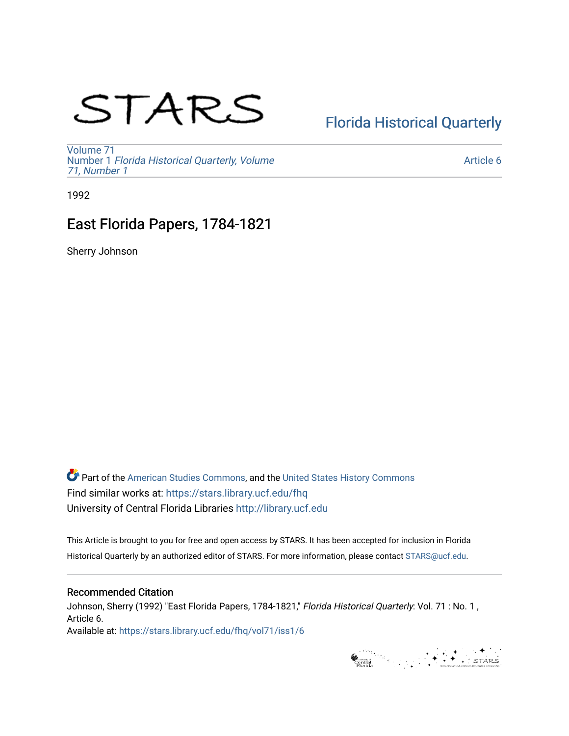STARS

Florida Historical Quarterly

Volume 71
Number 1 *Florida Historical Quarterly, Volume 71, Number 1*

Article 6

1992

# East Florida Papers, 1784-1821

Sherry Johnson

Part of the American Studies Commons, and the United States History Commons
Find similar works at: https://stars.library.ucf.edu/fhq
University of Central Florida Libraries http://library.ucf.edu

This Article is brought to you for free and open access by STARS. It has been accepted for inclusion in Florida Historical Quarterly by an authorized editor of STARS. For more information, please contact STARS@ucf.edu.

## Recommended Citation

Johnson, Sherry (1992) "East Florida Papers, 1784-1821," *Florida Historical Quarterly*: Vol. 71 : No. 1 , Article 6.
Available at: https://stars.library.ucf.edu/fhq/vol71/iss1/6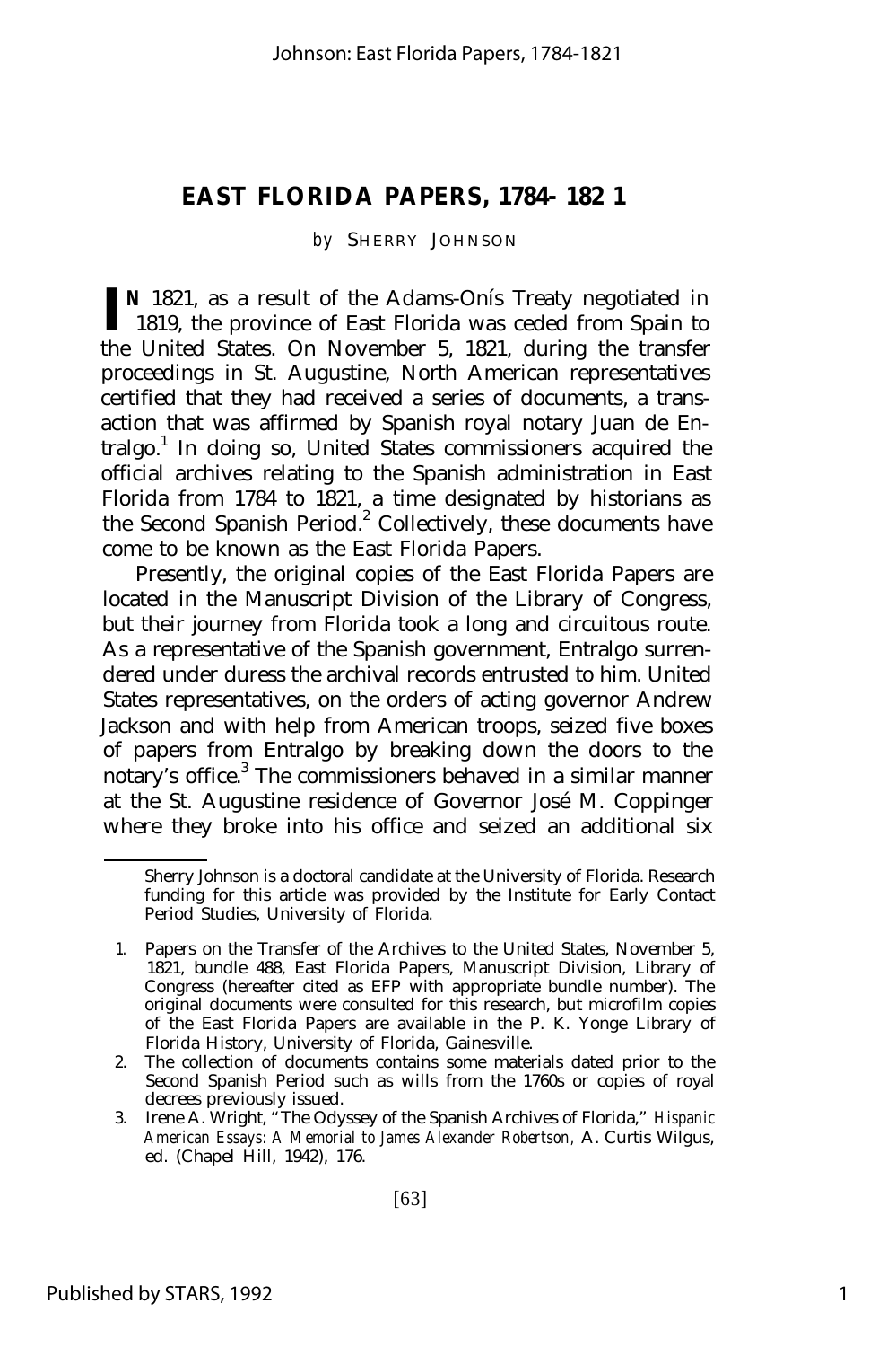# EAST FLORIDA PAPERS, 1784-1821

*by* SHERRY JOHNSON

IN 1821, as a result of the Adams-Onís Treaty negotiated in 1819, the province of East Florida was ceded from Spain to the United States. On November 5, 1821, during the transfer proceedings in St. Augustine, North American representatives certified that they had received a series of documents, a transaction that was affirmed by Spanish royal notary Juan de Entralgo.[1] In doing so, United States commissioners acquired the official archives relating to the Spanish administration in East Florida from 1784 to 1821, a time designated by historians as the Second Spanish Period.[2] Collectively, these documents have come to be known as the East Florida Papers.

Presently, the original copies of the East Florida Papers are located in the Manuscript Division of the Library of Congress, but their journey from Florida took a long and circuitous route. As a representative of the Spanish government, Entralgo surrendered under duress the archival records entrusted to him. United States representatives, on the orders of acting governor Andrew Jackson and with help from American troops, seized five boxes of papers from Entralgo by breaking down the doors to the notary's office.[3] The commissioners behaved in a similar manner at the St. Augustine residence of Governor José M. Coppinger where they broke into his office and seized an additional six

---

Sherry Johnson is a doctoral candidate at the University of Florida. Research funding for this article was provided by the Institute for Early Contact Period Studies, University of Florida.

1. Papers on the Transfer of the Archives to the United States, November 5, 1821, bundle 488, East Florida Papers, Manuscript Division, Library of Congress (hereafter cited as EFP with appropriate bundle number). The original documents were consulted for this research, but microfilm copies of the East Florida Papers are available in the P. K. Yonge Library of Florida History, University of Florida, Gainesville.
2. The collection of documents contains some materials dated prior to the Second Spanish Period such as wills from the 1760s or copies of royal decrees previously issued.
3. Irene A. Wright, "The Odyssey of the Spanish Archives of Florida," *Hispanic American Essays: A Memorial to James Alexander Robertson,* A. Curtis Wilgus, ed. (Chapel Hill, 1942), 176.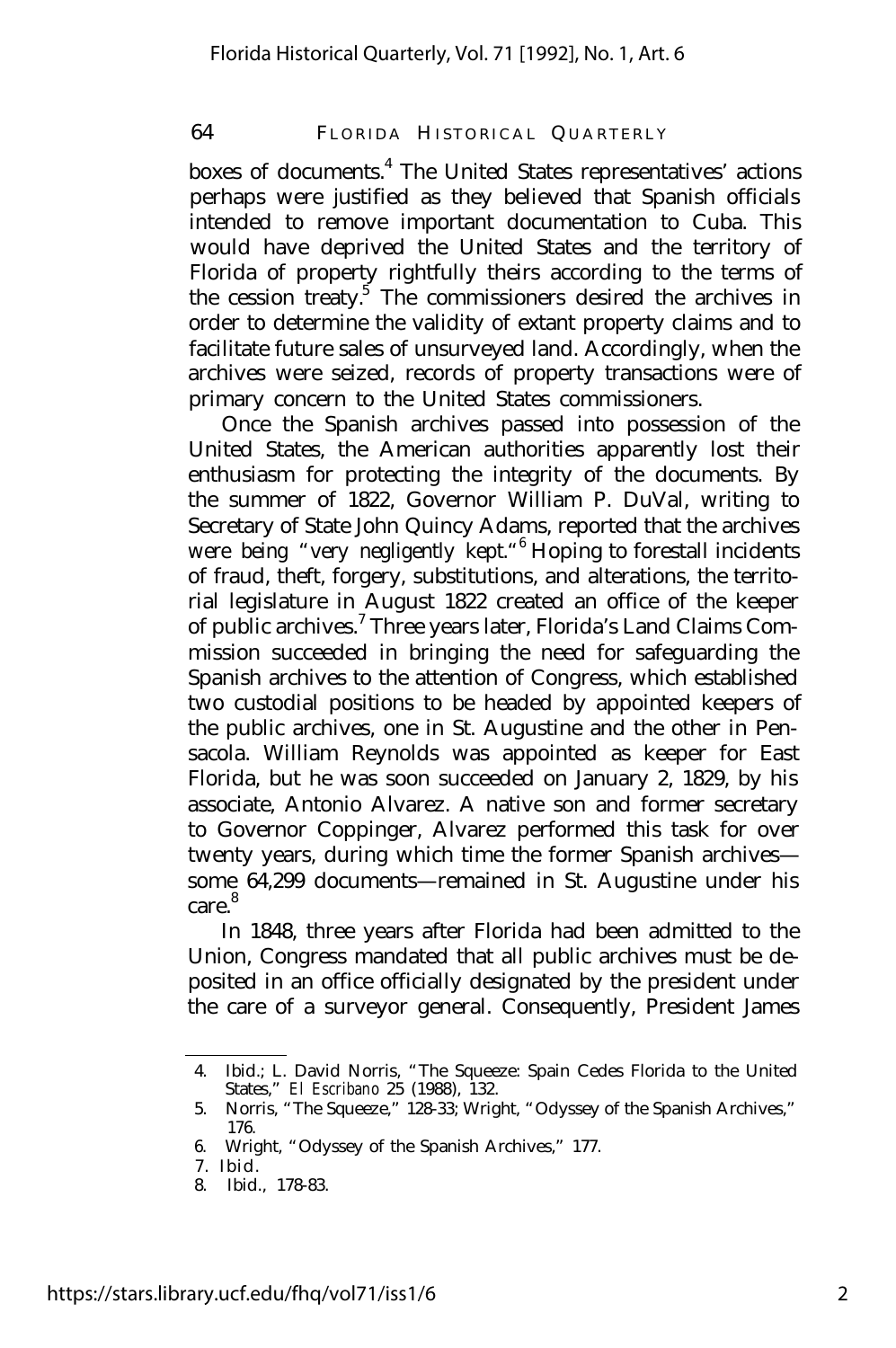boxes of documents.[4] The United States representatives' actions perhaps were justified as they believed that Spanish officials intended to remove important documentation to Cuba. This would have deprived the United States and the territory of Florida of property rightfully theirs according to the terms of the cession treaty.[5] The commissioners desired the archives in order to determine the validity of extant property claims and to facilitate future sales of unsurveyed land. Accordingly, when the archives were seized, records of property transactions were of primary concern to the United States commissioners.

Once the Spanish archives passed into possession of the United States, the American authorities apparently lost their enthusiasm for protecting the integrity of the documents. By the summer of 1822, Governor William P. DuVal, writing to Secretary of State John Quincy Adams, reported that the archives were being "very negligently kept."[6] Hoping to forestall incidents of fraud, theft, forgery, substitutions, and alterations, the territorial legislature in August 1822 created an office of the keeper of public archives.[7] Three years later, Florida's Land Claims Commission succeeded in bringing the need for safeguarding the Spanish archives to the attention of Congress, which established two custodial positions to be headed by appointed keepers of the public archives, one in St. Augustine and the other in Pensacola. William Reynolds was appointed as keeper for East Florida, but he was soon succeeded on January 2, 1829, by his associate, Antonio Alvarez. A native son and former secretary to Governor Coppinger, Alvarez performed this task for over twenty years, during which time the former Spanish archives—some 64,299 documents—remained in St. Augustine under his care.[8]

In 1848, three years after Florida had been admitted to the Union, Congress mandated that all public archives must be deposited in an office officially designated by the president under the care of a surveyor general. Consequently, President James

---

4. Ibid.; L. David Norris, "The Squeeze: Spain Cedes Florida to the United States," *El Escribano* 25 (1988), 132.
5. Norris, "The Squeeze," 128-33; Wright, "Odyssey of the Spanish Archives," 176.
6. Wright, "Odyssey of the Spanish Archives," 177.
7. Ibid.
8. Ibid., 178-83.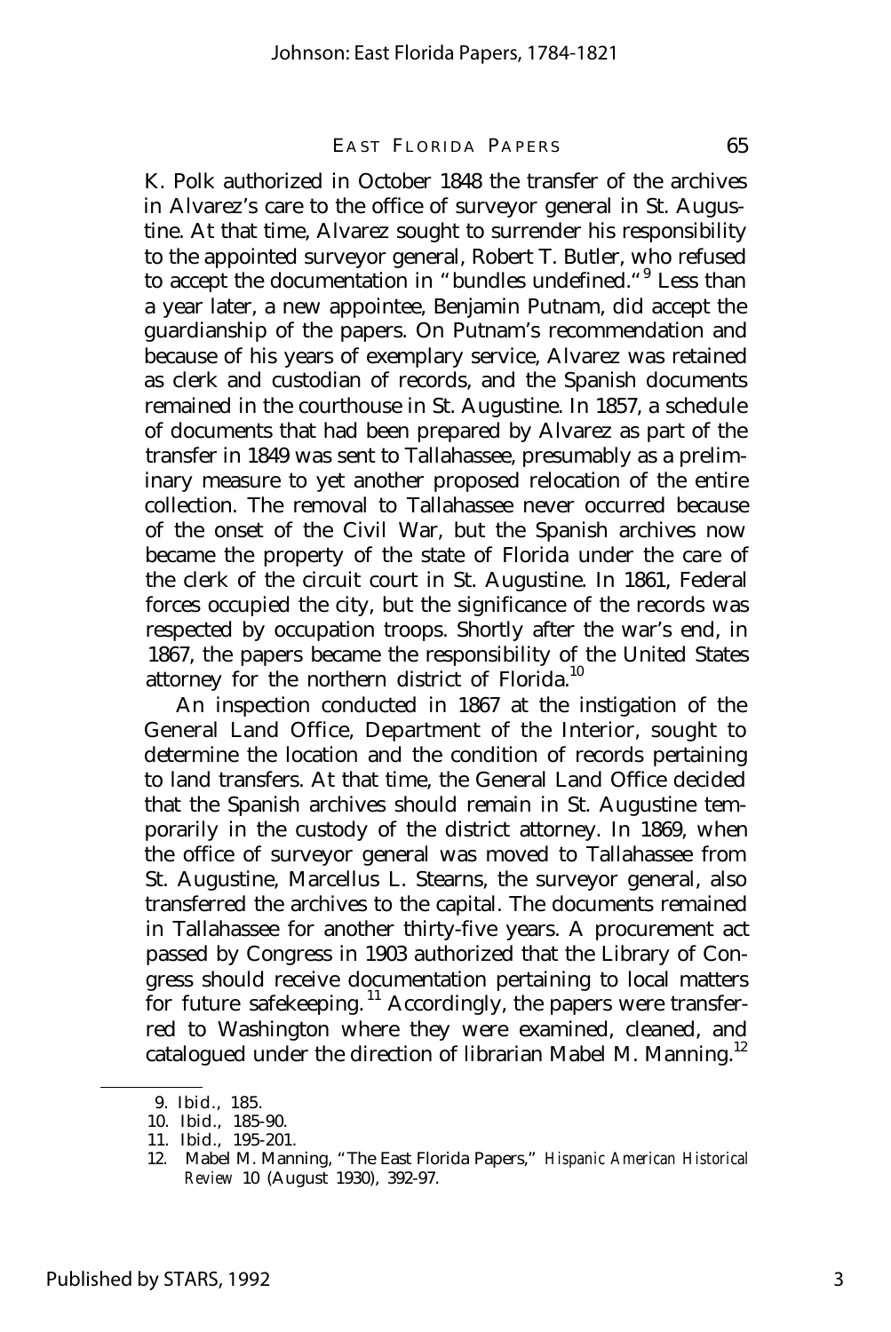K. Polk authorized in October 1848 the transfer of the archives in Alvarez's care to the office of surveyor general in St. Augustine. At that time, Alvarez sought to surrender his responsibility to the appointed surveyor general, Robert T. Butler, who refused to accept the documentation in "bundles undefined."[9] Less than a year later, a new appointee, Benjamin Putnam, did accept the guardianship of the papers. On Putnam's recommendation and because of his years of exemplary service, Alvarez was retained as clerk and custodian of records, and the Spanish documents remained in the courthouse in St. Augustine. In 1857, a schedule of documents that had been prepared by Alvarez as part of the transfer in 1849 was sent to Tallahassee, presumably as a preliminary measure to yet another proposed relocation of the entire collection. The removal to Tallahassee never occurred because of the onset of the Civil War, but the Spanish archives now became the property of the state of Florida under the care of the clerk of the circuit court in St. Augustine. In 1861, Federal forces occupied the city, but the significance of the records was respected by occupation troops. Shortly after the war's end, in 1867, the papers became the responsibility of the United States attorney for the northern district of Florida.[10]

An inspection conducted in 1867 at the instigation of the General Land Office, Department of the Interior, sought to determine the location and the condition of records pertaining to land transfers. At that time, the General Land Office decided that the Spanish archives should remain in St. Augustine temporarily in the custody of the district attorney. In 1869, when the office of surveyor general was moved to Tallahassee from St. Augustine, Marcellus L. Stearns, the surveyor general, also transferred the archives to the capital. The documents remained in Tallahassee for another thirty-five years. A procurement act passed by Congress in 1903 authorized that the Library of Congress should receive documentation pertaining to local matters for future safekeeping.[11] Accordingly, the papers were transferred to Washington where they were examined, cleaned, and catalogued under the direction of librarian Mabel M. Manning.[12]

9. Ibid., 185.
10. Ibid., 185-90.
11. Ibid., 195-201.
12. Mabel M. Manning, "The East Florida Papers," *Hispanic American Historical Review* 10 (August 1930), 392-97.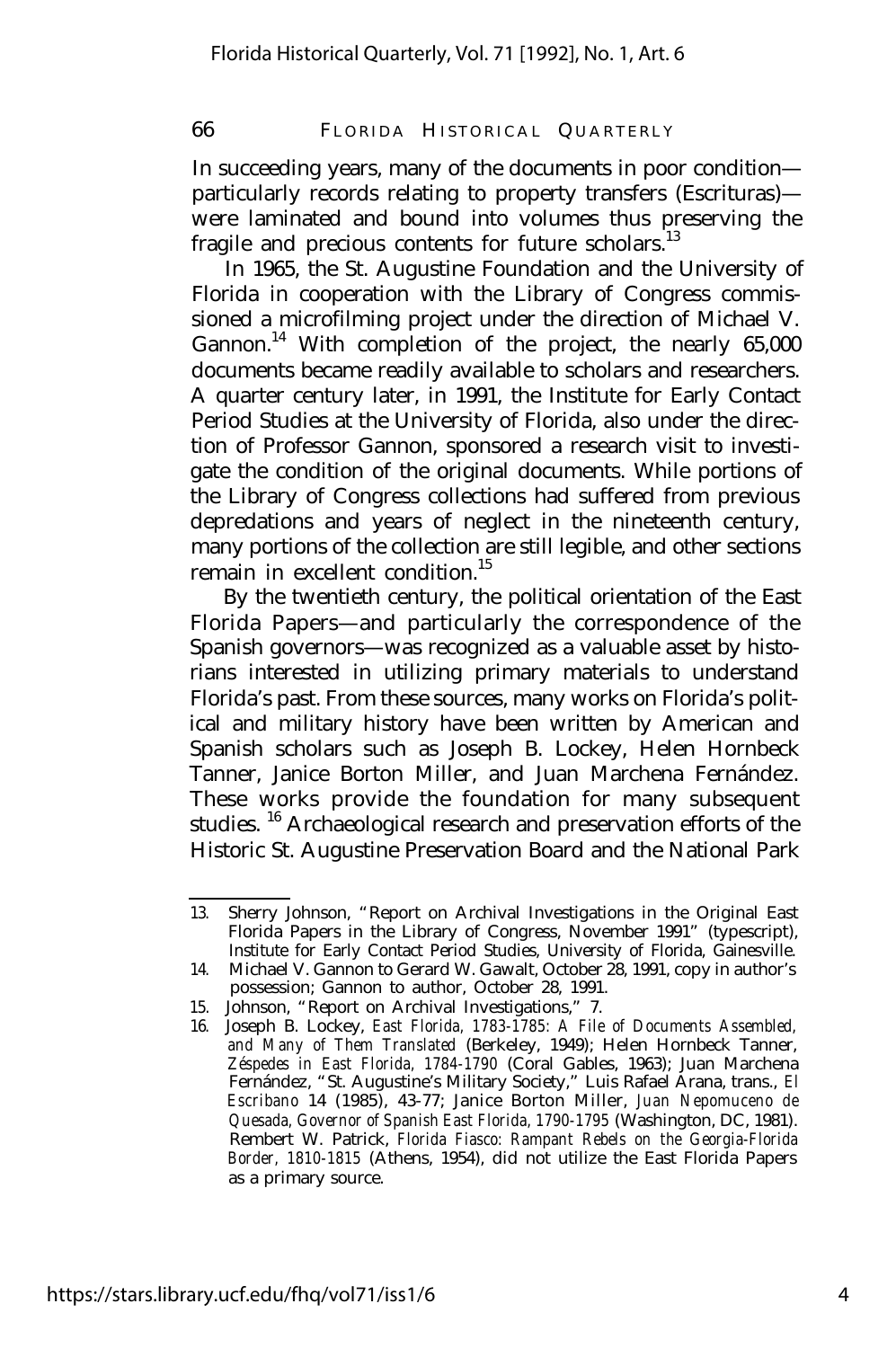In succeeding years, many of the documents in poor condition— particularly records relating to property transfers (Escrituras)— were laminated and bound into volumes thus preserving the fragile and precious contents for future scholars.[13]

In 1965, the St. Augustine Foundation and the University of Florida in cooperation with the Library of Congress commissioned a microfilming project under the direction of Michael V. Gannon.[14] With completion of the project, the nearly 65,000 documents became readily available to scholars and researchers. A quarter century later, in 1991, the Institute for Early Contact Period Studies at the University of Florida, also under the direction of Professor Gannon, sponsored a research visit to investigate the condition of the original documents. While portions of the Library of Congress collections had suffered from previous depredations and years of neglect in the nineteenth century, many portions of the collection are still legible, and other sections remain in excellent condition.[15]

By the twentieth century, the political orientation of the East Florida Papers—and particularly the correspondence of the Spanish governors—was recognized as a valuable asset by historians interested in utilizing primary materials to understand Florida's past. From these sources, many works on Florida's political and military history have been written by American and Spanish scholars such as Joseph B. Lockey, Helen Hornbeck Tanner, Janice Borton Miller, and Juan Marchena Fernández. These works provide the foundation for many subsequent studies.[16] Archaeological research and preservation efforts of the Historic St. Augustine Preservation Board and the National Park

---

13. Sherry Johnson, "Report on Archival Investigations in the Original East Florida Papers in the Library of Congress, November 1991" (typescript), Institute for Early Contact Period Studies, University of Florida, Gainesville.
14. Michael V. Gannon to Gerard W. Gawalt, October 28, 1991, copy in author's possession; Gannon to author, October 28, 1991.
15. Johnson, "Report on Archival Investigations," 7.
16. Joseph B. Lockey, *East Florida, 1783-1785: A File of Documents Assembled, and Many of Them Translated* (Berkeley, 1949); Helen Hornbeck Tanner, *Zéspedes in East Florida, 1784-1790* (Coral Gables, 1963); Juan Marchena Fernández, "St. Augustine's Military Society," Luis Rafael Arana, trans., *El Escribano* 14 (1985), 43-77; Janice Borton Miller, *Juan Nepomuceno de Quesada, Governor of Spanish East Florida, 1790-1795* (Washington, DC, 1981). Rembert W. Patrick, *Florida Fiasco: Rampant Rebels on the Georgia-Florida Border, 1810-1815* (Athens, 1954), did not utilize the East Florida Papers as a primary source.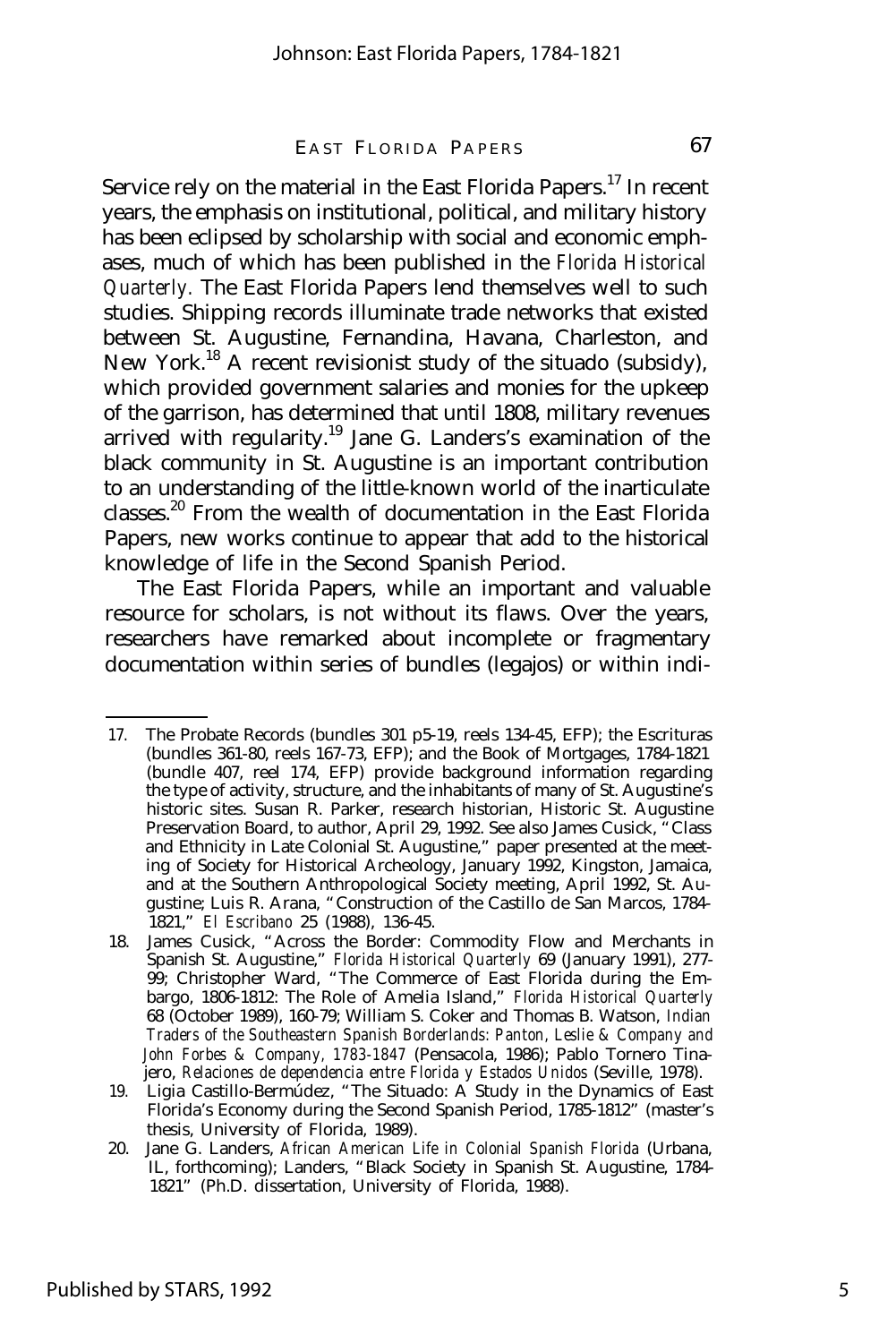Service rely on the material in the East Florida Papers.[17] In recent years, the emphasis on institutional, political, and military history has been eclipsed by scholarship with social and economic emphases, much of which has been published in the *Florida Historical Quarterly*. The East Florida Papers lend themselves well to such studies. Shipping records illuminate trade networks that existed between St. Augustine, Fernandina, Havana, Charleston, and New York.[18] A recent revisionist study of the situado (subsidy), which provided government salaries and monies for the upkeep of the garrison, has determined that until 1808, military revenues arrived with regularity.[19] Jane G. Landers's examination of the black community in St. Augustine is an important contribution to an understanding of the little-known world of the inarticulate classes.[20] From the wealth of documentation in the East Florida Papers, new works continue to appear that add to the historical knowledge of life in the Second Spanish Period.

The East Florida Papers, while an important and valuable resource for scholars, is not without its flaws. Over the years, researchers have remarked about incomplete or fragmentary documentation within series of bundles (legajos) or within indi-

---

17. The Probate Records (bundles 301 p5-19, reels 134-45, EFP); the Escrituras (bundles 361-80, reels 167-73, EFP); and the Book of Mortgages, 1784-1821 (bundle 407, reel 174, EFP) provide background information regarding the type of activity, structure, and the inhabitants of many of St. Augustine's historic sites. Susan R. Parker, research historian, Historic St. Augustine Preservation Board, to author, April 29, 1992. See also James Cusick, "Class and Ethnicity in Late Colonial St. Augustine," paper presented at the meeting of Society for Historical Archeology, January 1992, Kingston, Jamaica, and at the Southern Anthropological Society meeting, April 1992, St. Augustine; Luis R. Arana, "Construction of the Castillo de San Marcos, 1784-1821," *El Escribano* 25 (1988), 136-45.

18. James Cusick, "Across the Border: Commodity Flow and Merchants in Spanish St. Augustine," *Florida Historical Quarterly* 69 (January 1991), 277-99; Christopher Ward, "The Commerce of East Florida during the Embargo, 1806-1812: The Role of Amelia Island," *Florida Historical Quarterly* 68 (October 1989), 160-79; William S. Coker and Thomas B. Watson, *Indian Traders of the Southeastern Spanish Borderlands: Panton, Leslie & Company and John Forbes & Company, 1783-1847* (Pensacola, 1986); Pablo Tornero Tinajero, *Relaciones de dependencia entre Florida y Estados Unidos* (Seville, 1978).

19. Ligia Castillo-Bermúdez, "The Situado: A Study in the Dynamics of East Florida's Economy during the Second Spanish Period, 1785-1812" (master's thesis, University of Florida, 1989).

20. Jane G. Landers, *African American Life in Colonial Spanish Florida* (Urbana, IL, forthcoming); Landers, "Black Society in Spanish St. Augustine, 1784-1821" (Ph.D. dissertation, University of Florida, 1988).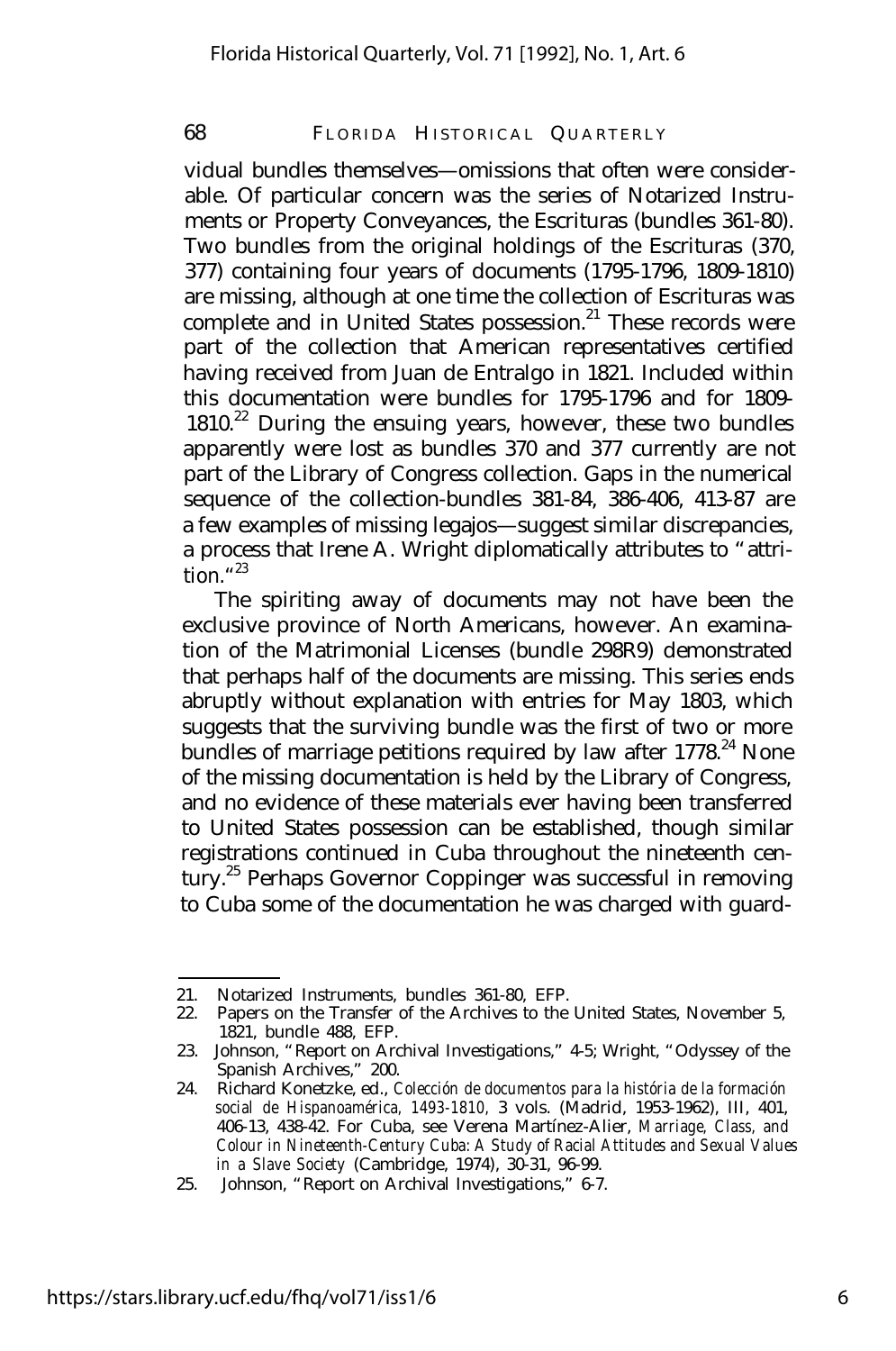vidual bundles themselves—omissions that often were considerable. Of particular concern was the series of Notarized Instruments or Property Conveyances, the Escrituras (bundles 361-80). Two bundles from the original holdings of the Escrituras (370, 377) containing four years of documents (1795-1796, 1809-1810) are missing, although at one time the collection of Escrituras was complete and in United States possession.[21] These records were part of the collection that American representatives certified having received from Juan de Entralgo in 1821. Included within this documentation were bundles for 1795-1796 and for 1809-1810.[22] During the ensuing years, however, these two bundles apparently were lost as bundles 370 and 377 currently are not part of the Library of Congress collection. Gaps in the numerical sequence of the collection-bundles 381-84, 386-406, 413-87 are a few examples of missing legajos—suggest similar discrepancies, a process that Irene A. Wright diplomatically attributes to "attrition."[23]

The spiriting away of documents may not have been the exclusive province of North Americans, however. An examination of the Matrimonial Licenses (bundle 298R9) demonstrated that perhaps half of the documents are missing. This series ends abruptly without explanation with entries for May 1803, which suggests that the surviving bundle was the first of two or more bundles of marriage petitions required by law after 1778.[24] None of the missing documentation is held by the Library of Congress, and no evidence of these materials ever having been transferred to United States possession can be established, though similar registrations continued in Cuba throughout the nineteenth century.[25] Perhaps Governor Coppinger was successful in removing to Cuba some of the documentation he was charged with guard-

---

21. Notarized Instruments, bundles 361-80, EFP.
22. Papers on the Transfer of the Archives to the United States, November 5, 1821, bundle 488, EFP.
23. Johnson, "Report on Archival Investigations," 4-5; Wright, "Odyssey of the Spanish Archives," 200.
24. Richard Konetzke, ed., *Colección de documentos para la história de la formación social de Hispanoamérica, 1493-1810,* 3 vols. (Madrid, 1953-1962), III, 401, 406-13, 438-42. For Cuba, see Verena Martínez-Alier, *Marriage, Class, and Colour in Nineteenth-Century Cuba: A Study of Racial Attitudes and Sexual Values in a Slave Society* (Cambridge, 1974), 30-31, 96-99.
25. Johnson, "Report on Archival Investigations," 6-7.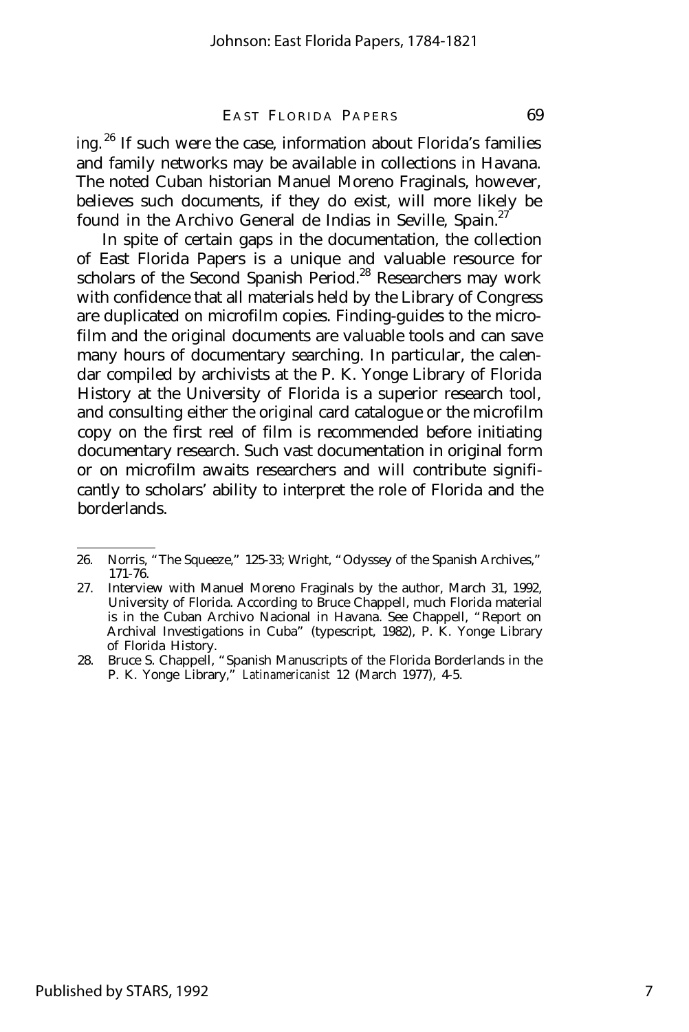ing.[26] If such were the case, information about Florida's families and family networks may be available in collections in Havana. The noted Cuban historian Manuel Moreno Fraginals, however, believes such documents, if they do exist, will more likely be found in the Archivo General de Indias in Seville, Spain.[27]

In spite of certain gaps in the documentation, the collection of East Florida Papers is a unique and valuable resource for scholars of the Second Spanish Period.[28] Researchers may work with confidence that all materials held by the Library of Congress are duplicated on microfilm copies. Finding-guides to the microfilm and the original documents are valuable tools and can save many hours of documentary searching. In particular, the calendar compiled by archivists at the P. K. Yonge Library of Florida History at the University of Florida is a superior research tool, and consulting either the original card catalogue or the microfilm copy on the first reel of film is recommended before initiating documentary research. Such vast documentation in original form or on microfilm awaits researchers and will contribute significantly to scholars' ability to interpret the role of Florida and the borderlands.

---

26. Norris, "The Squeeze," 125-33; Wright, "Odyssey of the Spanish Archives," 171-76.
27. Interview with Manuel Moreno Fraginals by the author, March 31, 1992, University of Florida. According to Bruce Chappell, much Florida material is in the Cuban Archivo Nacional in Havana. See Chappell, "Report on Archival Investigations in Cuba" (typescript, 1982), P. K. Yonge Library of Florida History.
28. Bruce S. Chappell, "Spanish Manuscripts of the Florida Borderlands in the P. K. Yonge Library," *Latinamericanist* 12 (March 1977), 4-5.